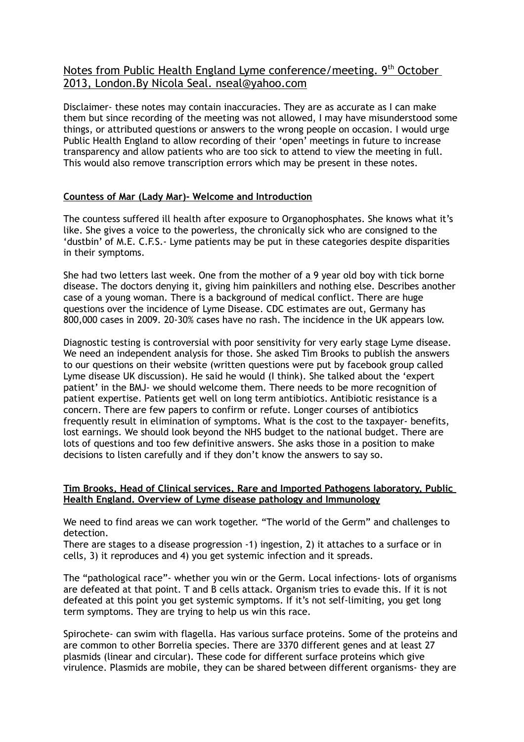# Notes from Public Health England Lyme conference/meeting. 9th October 2013, London.By Nicola Seal. nseal@yahoo.com

Disclaimer- these notes may contain inaccuracies. They are as accurate as I can make them but since recording of the meeting was not allowed, I may have misunderstood some things, or attributed questions or answers to the wrong people on occasion. I would urge Public Health England to allow recording of their 'open' meetings in future to increase transparency and allow patients who are too sick to attend to view the meeting in full. This would also remove transcription errors which may be present in these notes.

**Countess of Mar (Lady Mar)- Welcome and Introduction**

The countess suffered ill health after exposure to Organophosphates. She knows what it's like. She gives a voice to the powerless, the chronically sick who are consigned to the 'dustbin' of M.E. C.F.S.- Lyme patients may be put in these categories despite disparities in their symptoms.

She had two letters last week. One from the mother of a 9 year old boy with tick borne disease. The doctors denying it, giving him painkillers and nothing else. Describes another case of a young woman. There is a background of medical conflict. There are huge questions over the incidence of Lyme Disease. CDC estimates are out, Germany has 800,000 cases in 2009. 20-30% cases have no rash. The incidence in the UK appears low.

Diagnostic testing is controversial with poor sensitivity for very early stage Lyme disease. We need an independent analysis for those. She asked Tim Brooks to publish the answers to our questions on their website (written questions were put by facebook group called Lyme disease UK discussion). He said he would (I think). She talked about the 'expert patient' in the BMJ- we should welcome them. There needs to be more recognition of patient expertise. Patients get well on long term antibiotics. Antibiotic resistance is a concern. There are few papers to confirm or refute. Longer courses of antibiotics frequently result in elimination of symptoms. What is the cost to the taxpayer- benefits, lost earnings. We should look beyond the NHS budget to the national budget. There are lots of questions and too few definitive answers. She asks those in a position to make decisions to listen carefully and if they don't know the answers to say so.

**Tim Brooks, Head of Clinical services, Rare and Imported Pathogens laboratory, Public Health England. Overview of Lyme disease pathology and Immunology**

We need to find areas we can work together. "The world of the Germ" and challenges to detection.
There are stages to a disease progression -1) ingestion, 2) it attaches to a surface or in cells, 3) it reproduces and 4) you get systemic infection and it spreads.

The "pathological race"- whether you win or the Germ. Local infections- lots of organisms are defeated at that point. T and B cells attack. Organism tries to evade this. If it is not defeated at this point you get systemic symptoms. If it's not self-limiting, you get long term symptoms. They are trying to help us win this race.

Spirochete- can swim with flagella. Has various surface proteins. Some of the proteins and are common to other Borrelia species. There are 3370 different genes and at least 27 plasmids (linear and circular). These code for different surface proteins which give virulence. Plasmids are mobile, they can be shared between different organisms- they are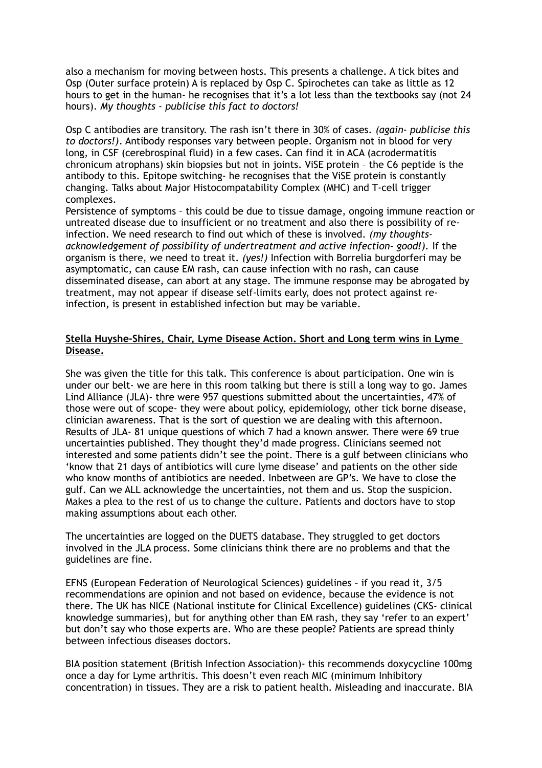also a mechanism for moving between hosts. This presents a challenge. A tick bites and Osp (Outer surface protein) A is replaced by Osp C. Spirochetes can take as little as 12 hours to get in the human- he recognises that it's a lot less than the textbooks say (not 24 hours). *My thoughts - publicise this fact to doctors!*

Osp C antibodies are transitory. The rash isn't there in 30% of cases. *(again- publicise this to doctors!)*. Antibody responses vary between people. Organism not in blood for very long, in CSF (cerebrospinal fluid) in a few cases. Can find it in ACA (acrodermatitis chronicum atrophans) skin biopsies but not in joints. ViSE protein – the C6 peptide is the antibody to this. Epitope switching- he recognises that the ViSE protein is constantly changing. Talks about Major Histocompatability Complex (MHC) and T-cell trigger complexes.
Persistence of symptoms – this could be due to tissue damage, ongoing immune reaction or untreated disease due to insufficient or no treatment and also there is possibility of re-infection. We need research to find out which of these is involved. *(my thoughts- acknowledgement of possibility of undertreatment and active infection- good!)*. If the organism is there, we need to treat it. *(yes!)* Infection with Borrelia burgdorferi may be asymptomatic, can cause EM rash, can cause infection with no rash, can cause disseminated disease, can abort at any stage. The immune response may be abrogated by treatment, may not appear if disease self-limits early, does not protect against re-infection, is present in established infection but may be variable.

**Stella Huyshe-Shires, Chair, Lyme Disease Action. Short and Long term wins in Lyme Disease.**

She was given the title for this talk. This conference is about participation. One win is under our belt- we are here in this room talking but there is still a long way to go. James Lind Alliance (JLA)- thre were 957 questions submitted about the uncertainties, 47% of those were out of scope- they were about policy, epidemiology, other tick borne disease, clinician awareness. That is the sort of question we are dealing with this afternoon. Results of JLA- 81 unique questions of which 7 had a known answer. There were 69 true uncertainties published. They thought they'd made progress. Clinicians seemed not interested and some patients didn't see the point. There is a gulf between clinicians who 'know that 21 days of antibiotics will cure lyme disease' and patients on the other side who know months of antibiotics are needed. Inbetween are GP's. We have to close the gulf. Can we ALL acknowledge the uncertainties, not them and us. Stop the suspicion. Makes a plea to the rest of us to change the culture. Patients and doctors have to stop making assumptions about each other.

The uncertainties are logged on the DUETS database. They struggled to get doctors involved in the JLA process. Some clinicians think there are no problems and that the guidelines are fine.

EFNS (European Federation of Neurological Sciences) guidelines – if you read it, 3/5 recommendations are opinion and not based on evidence, because the evidence is not there. The UK has NICE (National institute for Clinical Excellence) guidelines (CKS- clinical knowledge summaries), but for anything other than EM rash, they say 'refer to an expert' but don't say who those experts are. Who are these people? Patients are spread thinly between infectious diseases doctors.

BIA position statement (British Infection Association)- this recommends doxycycline 100mg once a day for Lyme arthritis. This doesn't even reach MIC (minimum Inhibitory concentration) in tissues. They are a risk to patient health. Misleading and inaccurate. BIA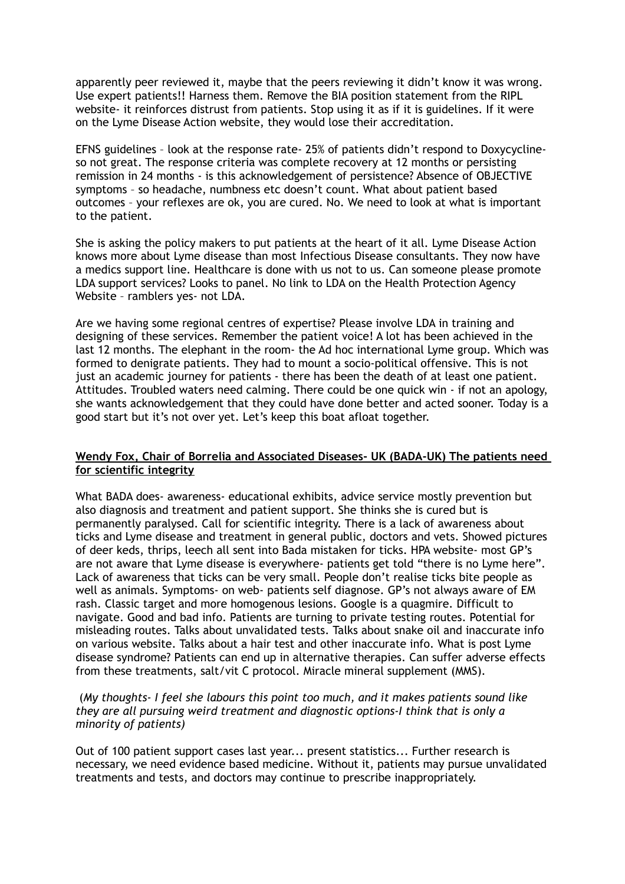apparently peer reviewed it, maybe that the peers reviewing it didn't know it was wrong. Use expert patients!! Harness them. Remove the BIA position statement from the RIPL website- it reinforces distrust from patients. Stop using it as if it is guidelines. If it were on the Lyme Disease Action website, they would lose their accreditation.

EFNS guidelines – look at the response rate- 25% of patients didn't respond to Doxycycline- so not great. The response criteria was complete recovery at 12 months or persisting remission in 24 months - is this acknowledgement of persistence? Absence of OBJECTIVE symptoms – so headache, numbness etc doesn't count. What about patient based outcomes – your reflexes are ok, you are cured. No. We need to look at what is important to the patient.

She is asking the policy makers to put patients at the heart of it all. Lyme Disease Action knows more about Lyme disease than most Infectious Disease consultants. They now have a medics support line. Healthcare is done with us not to us. Can someone please promote LDA support services? Looks to panel. No link to LDA on the Health Protection Agency Website – ramblers yes- not LDA.

Are we having some regional centres of expertise? Please involve LDA in training and designing of these services. Remember the patient voice! A lot has been achieved in the last 12 months. The elephant in the room- the Ad hoc international Lyme group. Which was formed to denigrate patients. They had to mount a socio-political offensive. This is not just an academic journey for patients - there has been the death of at least one patient. Attitudes. Troubled waters need calming. There could be one quick win - if not an apology, she wants acknowledgement that they could have done better and acted sooner. Today is a good start but it's not over yet. Let's keep this boat afloat together.

**Wendy Fox, Chair of Borrelia and Associated Diseases- UK (BADA-UK) The patients need for scientific integrity**

What BADA does- awareness- educational exhibits, advice service mostly prevention but also diagnosis and treatment and patient support. She thinks she is cured but is permanently paralysed. Call for scientific integrity. There is a lack of awareness about ticks and Lyme disease and treatment in general public, doctors and vets. Showed pictures of deer keds, thrips, leech all sent into Bada mistaken for ticks. HPA website- most GP's are not aware that Lyme disease is everywhere- patients get told "there is no Lyme here". Lack of awareness that ticks can be very small. People don't realise ticks bite people as well as animals. Symptoms- on web- patients self diagnose. GP's not always aware of EM rash. Classic target and more homogenous lesions. Google is a quagmire. Difficult to navigate. Good and bad info. Patients are turning to private testing routes. Potential for misleading routes. Talks about unvalidated tests. Talks about snake oil and inaccurate info on various website. Talks about a hair test and other inaccurate info. What is post Lyme disease syndrome? Patients can end up in alternative therapies. Can suffer adverse effects from these treatments, salt/vit C protocol. Miracle mineral supplement (MMS).

(*My thoughts- I feel she labours this point too much, and it makes patients sound like they are all pursuing weird treatment and diagnostic options-I think that is only a minority of patients*)

Out of 100 patient support cases last year... present statistics... Further research is necessary, we need evidence based medicine. Without it, patients may pursue unvalidated treatments and tests, and doctors may continue to prescribe inappropriately.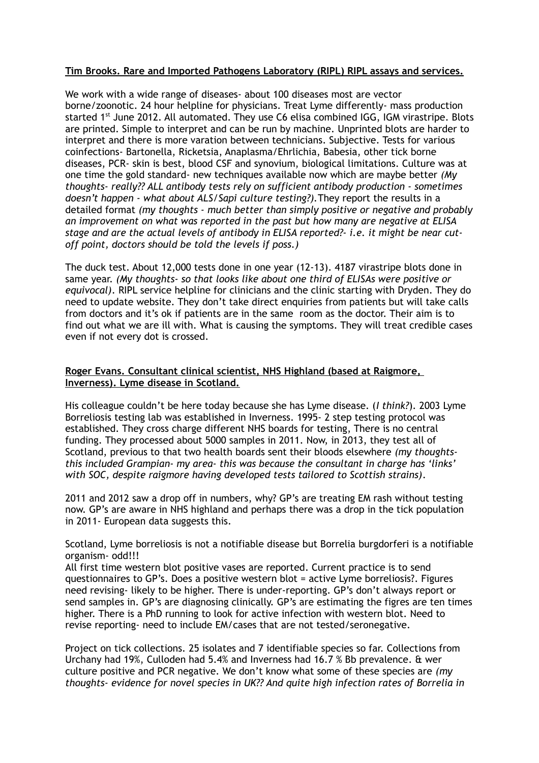**Tim Brooks. Rare and Imported Pathogens Laboratory (RIPL) RIPL assays and services.**

We work with a wide range of diseases- about 100 diseases most are vector borne/zoonotic. 24 hour helpline for physicians. Treat Lyme differently- mass production started 1st June 2012. All automated. They use C6 elisa combined IGG, IGM virastripe. Blots are printed. Simple to interpret and can be run by machine. Unprinted blots are harder to interpret and there is more varation between technicians. Subjective. Tests for various coinfections- Bartonella, Ricketsia, Anaplasma/Ehrlichia, Babesia, other tick borne diseases, PCR- skin is best, blood CSF and synovium, biological limitations. Culture was at one time the gold standard- new techniques available now which are maybe better *(My thoughts- really?? ALL antibody tests rely on sufficient antibody production - sometimes doesn't happen - what about ALS/Sapi culture testing?).* They report the results in a detailed format *(my thoughts - much better than simply positive or negative and probably an improvement on what was reported in the past but how many are negative at ELISA stage and are the actual levels of antibody in ELISA reported?- i.e. it might be near cut-off point, doctors should be told the levels if poss.)*

The duck test. About 12,000 tests done in one year (12-13). 4187 virastripe blots done in same year. *(My thoughts- so that looks like about one third of ELISAs were positive or equivocal).* RIPL service helpline for clinicians and the clinic starting with Dryden. They do need to update website. They don't take direct enquiries from patients but will take calls from doctors and it's ok if patients are in the same room as the doctor. Their aim is to find out what we are ill with. What is causing the symptoms. They will treat credible cases even if not every dot is crossed.

**Roger Evans. Consultant clinical scientist, NHS Highland (based at Raigmore, Inverness). Lyme disease in Scotland.**

His colleague couldn't be here today because she has Lyme disease. (*I think?*). 2003 Lyme Borreliosis testing lab was established in Inverness. 1995- 2 step testing protocol was established. They cross charge different NHS boards for testing, There is no central funding. They processed about 5000 samples in 2011. Now, in 2013, they test all of Scotland, previous to that two health boards sent their bloods elsewhere *(my thoughts- this included Grampian- my area- this was because the consultant in charge has 'links' with SOC, despite raigmore having developed tests tailored to Scottish strains).*

2011 and 2012 saw a drop off in numbers, why? GP's are treating EM rash without testing now. GP's are aware in NHS highland and perhaps there was a drop in the tick population in 2011- European data suggests this.

Scotland, Lyme borreliosis is not a notifiable disease but Borrelia burgdorferi is a notifiable organism- odd!!!

All first time western blot positive vases are reported. Current practice is to send questionnaires to GP's. Does a positive western blot = active Lyme borreliosis?. Figures need revising- likely to be higher. There is under-reporting. GP's don't always report or send samples in. GP's are diagnosing clinically. GP's are estimating the figres are ten times higher. There is a PhD running to look for active infection with western blot. Need to revise reporting- need to include EM/cases that are not tested/seronegative.

Project on tick collections. 25 isolates and 7 identifiable species so far. Collections from Urchany had 19%, Culloden had 5.4% and Inverness had 16.7 % Bb prevalence. & wer culture positive and PCR negative. We don't know what some of these species are *(my thoughts- evidence for novel species in UK?? And quite high infection rates of Borrelia in*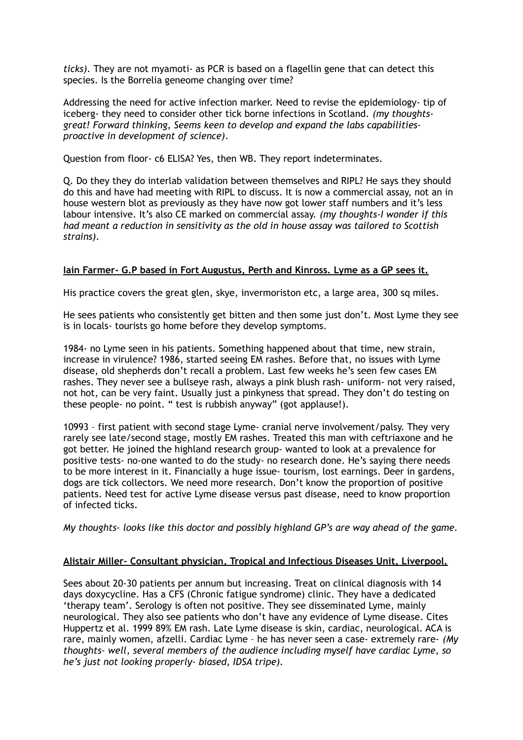*ticks).* They are not myamoti- as PCR is based on a flagellin gene that can detect this species. Is the Borrelia geneome changing over time?

Addressing the need for active infection marker. Need to revise the epidemiology- tip of iceberg- they need to consider other tick borne infections in Scotland. *(my thoughts- great! Forward thinking, Seems keen to develop and expand the labs capabilities- proactive in development of science).*

Question from floor- c6 ELISA? Yes, then WB. They report indeterminates.

Q. Do they they do interlab validation between themselves and RIPL? He says they should do this and have had meeting with RIPL to discuss. It is now a commercial assay, not an in house western blot as previously as they have now got lower staff numbers and it's less labour intensive. It's also CE marked on commercial assay. *(my thoughts-I wonder if this had meant a reduction in sensitivity as the old in house assay was tailored to Scottish strains).*

**Iain Farmer- G.P based in Fort Augustus, Perth and Kinross. Lyme as a GP sees it.**

His practice covers the great glen, skye, invermoriston etc, a large area, 300 sq miles.

He sees patients who consistently get bitten and then some just don't. Most Lyme they see is in locals- tourists go home before they develop symptoms.

1984- no Lyme seen in his patients. Something happened about that time, new strain, increase in virulence? 1986, started seeing EM rashes. Before that, no issues with Lyme disease, old shepherds don't recall a problem. Last few weeks he's seen few cases EM rashes. They never see a bullseye rash, always a pink blush rash- uniform- not very raised, not hot, can be very faint. Usually just a pinkyness that spread. They don't do testing on these people- no point. " test is rubbish anyway" (got applause!).

10993 – first patient with second stage Lyme- cranial nerve involvement/palsy. They very rarely see late/second stage, mostly EM rashes. Treated this man with ceftriaxone and he got better. He joined the highland research group- wanted to look at a prevalence for positive tests- no-one wanted to do the study- no research done. He's saying there needs to be more interest in it. Financially a huge issue- tourism, lost earnings. Deer in gardens, dogs are tick collectors. We need more research. Don't know the proportion of positive patients. Need test for active Lyme disease versus past disease, need to know proportion of infected ticks.

*My thoughts- looks like this doctor and possibly highland GP's are way ahead of the game.*

**Alistair Miller- Consultant physician, Tropical and Infectious Diseases Unit, Liverpool.**

Sees about 20-30 patients per annum but increasing. Treat on clinical diagnosis with 14 days doxycycline. Has a CFS (Chronic fatigue syndrome) clinic. They have a dedicated 'therapy team'. Serology is often not positive. They see disseminated Lyme, mainly neurological. They also see patients who don't have any evidence of Lyme disease. Cites Huppertz et al. 1999 89% EM rash. Late Lyme disease is skin, cardiac, neurological. ACA is rare, mainly women, afzelli. Cardiac Lyme – he has never seen a case- extremely rare- *(My thoughts- well, several members of the audience including myself have cardiac Lyme, so he's just not looking properly- biased, IDSA tripe).*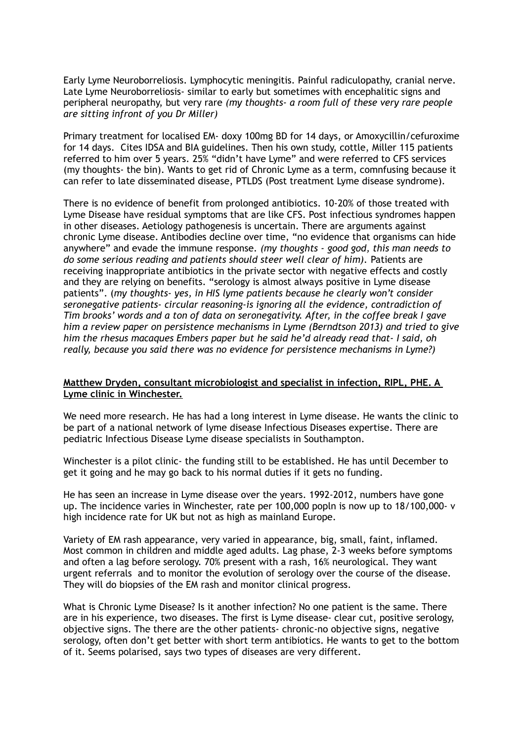Early Lyme Neuroborreliosis. Lymphocytic meningitis. Painful radiculopathy, cranial nerve. Late Lyme Neuroborreliosis- similar to early but sometimes with encephalitic signs and peripheral neuropathy, but very rare *(my thoughts- a room full of these very rare people are sitting infront of you Dr Miller)*

Primary treatment for localised EM- doxy 100mg BD for 14 days, or Amoxycillin/cefuroxime for 14 days. Cites IDSA and BIA guidelines. Then his own study, cottle, Miller 115 patients referred to him over 5 years. 25% "didn't have Lyme" and were referred to CFS services (my thoughts- the bin). Wants to get rid of Chronic Lyme as a term, comnfusing because it can refer to late disseminated disease, PTLDS (Post treatment Lyme disease syndrome).

There is no evidence of benefit from prolonged antibiotics. 10-20% of those treated with Lyme Disease have residual symptoms that are like CFS. Post infectious syndromes happen in other diseases. Aetiology pathogenesis is uncertain. There are arguments against chronic Lyme disease. Antibodies decline over time, "no evidence that organisms can hide anywhere" and evade the immune response. *(my thoughts - good god, this man needs to do some serious reading and patients should steer well clear of him).* Patients are receiving inappropriate antibiotics in the private sector with negative effects and costly and they are relying on benefits. "serology is almost always positive in Lyme disease patients". (*my thoughts- yes, in HIS lyme patients because he clearly won't consider seronegative patients- circular reasoning-is ignoring all the evidence, contradiction of Tim brooks' words and a ton of data on seronegativity. After, in the coffee break I gave him a review paper on persistence mechanisms in Lyme (Berndtson 2013) and tried to give him the rhesus macaques Embers paper but he said he'd already read that- I said, oh really, because you said there was no evidence for persistence mechanisms in Lyme?)*

**Matthew Dryden, consultant microbiologist and specialist in infection, RIPL, PHE. A Lyme clinic in Winchester.**

We need more research. He has had a long interest in Lyme disease. He wants the clinic to be part of a national network of lyme disease Infectious Diseases expertise. There are pediatric Infectious Disease Lyme disease specialists in Southampton.

Winchester is a pilot clinic- the funding still to be established. He has until December to get it going and he may go back to his normal duties if it gets no funding.

He has seen an increase in Lyme disease over the years. 1992-2012, numbers have gone up. The incidence varies in Winchester, rate per 100,000 popln is now up to 18/100,000- v high incidence rate for UK but not as high as mainland Europe.

Variety of EM rash appearance, very varied in appearance, big, small, faint, inflamed. Most common in children and middle aged adults. Lag phase, 2-3 weeks before symptoms and often a lag before serology. 70% present with a rash, 16% neurological. They want urgent referrals and to monitor the evolution of serology over the course of the disease. They will do biopsies of the EM rash and monitor clinical progress.

What is Chronic Lyme Disease? Is it another infection? No one patient is the same. There are in his experience, two diseases. The first is Lyme disease- clear cut, positive serology, objective signs. The there are the other patients- chronic-no objective signs, negative serology, often don't get better with short term antibiotics. He wants to get to the bottom of it. Seems polarised, says two types of diseases are very different.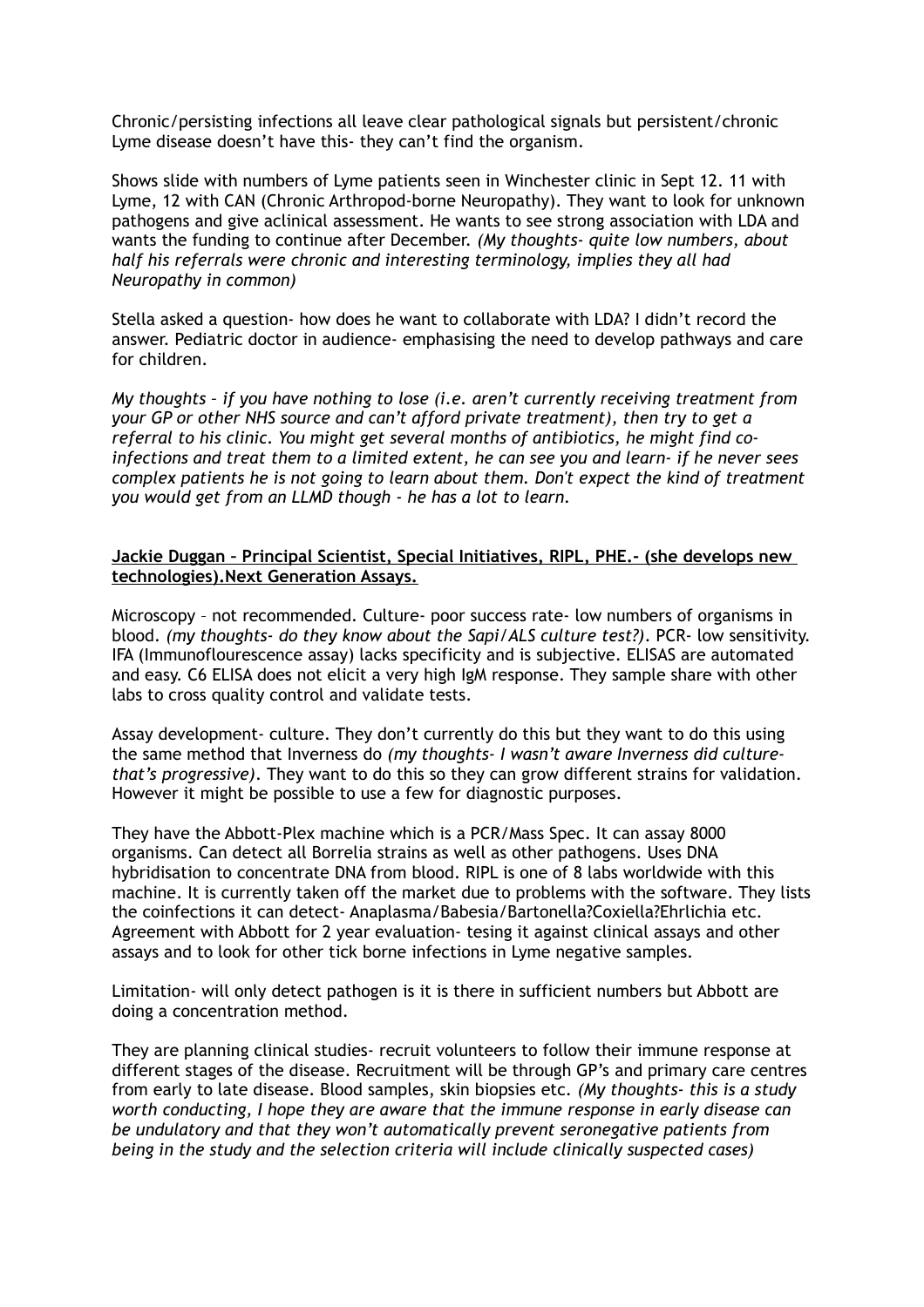Chronic/persisting infections all leave clear pathological signals but persistent/chronic Lyme disease doesn't have this- they can't find the organism.

Shows slide with numbers of Lyme patients seen in Winchester clinic in Sept 12. 11 with Lyme, 12 with CAN (Chronic Arthropod-borne Neuropathy). They want to look for unknown pathogens and give aclinical assessment. He wants to see strong association with LDA and wants the funding to continue after December. *(My thoughts- quite low numbers, about half his referrals were chronic and interesting terminology, implies they all had Neuropathy in common)*

Stella asked a question- how does he want to collaborate with LDA? I didn't record the answer. Pediatric doctor in audience- emphasising the need to develop pathways and care for children.

*My thoughts – if you have nothing to lose (i.e. aren't currently receiving treatment from your GP or other NHS source and can't afford private treatment), then try to get a referral to his clinic. You might get several months of antibiotics, he might find co-infections and treat them to a limited extent, he can see you and learn- if he never sees complex patients he is not going to learn about them. Don't expect the kind of treatment you would get from an LLMD though - he has a lot to learn.*

**<u>Jackie Duggan – Principal Scientist, Special Initiatives, RIPL, PHE.- (she develops new technologies).Next Generation Assays.</u>**

Microscopy – not recommended. Culture- poor success rate- low numbers of organisms in blood. *(my thoughts- do they know about the Sapi/ALS culture test?)*. PCR- low sensitivity. IFA (Immunoflourescence assay) lacks specificity and is subjective. ELISAS are automated and easy. C6 ELISA does not elicit a very high IgM response. They sample share with other labs to cross quality control and validate tests.

Assay development- culture. They don't currently do this but they want to do this using the same method that Inverness do *(my thoughts- I wasn't aware Inverness did culture- that's progressive)*. They want to do this so they can grow different strains for validation. However it might be possible to use a few for diagnostic purposes.

They have the Abbott-Plex machine which is a PCR/Mass Spec. It can assay 8000 organisms. Can detect all Borrelia strains as well as other pathogens. Uses DNA hybridisation to concentrate DNA from blood. RIPL is one of 8 labs worldwide with this machine. It is currently taken off the market due to problems with the software. They lists the coinfections it can detect- Anaplasma/Babesia/Bartonella?Coxiella?Ehrlichia etc. Agreement with Abbott for 2 year evaluation- tesing it against clinical assays and other assays and to look for other tick borne infections in Lyme negative samples.

Limitation- will only detect pathogen is it is there in sufficient numbers but Abbott are doing a concentration method.

They are planning clinical studies- recruit volunteers to follow their immune response at different stages of the disease. Recruitment will be through GP's and primary care centres from early to late disease. Blood samples, skin biopsies etc. *(My thoughts- this is a study worth conducting, I hope they are aware that the immune response in early disease can be undulatory and that they won't automatically prevent seronegative patients from being in the study and the selection criteria will include clinically suspected cases)*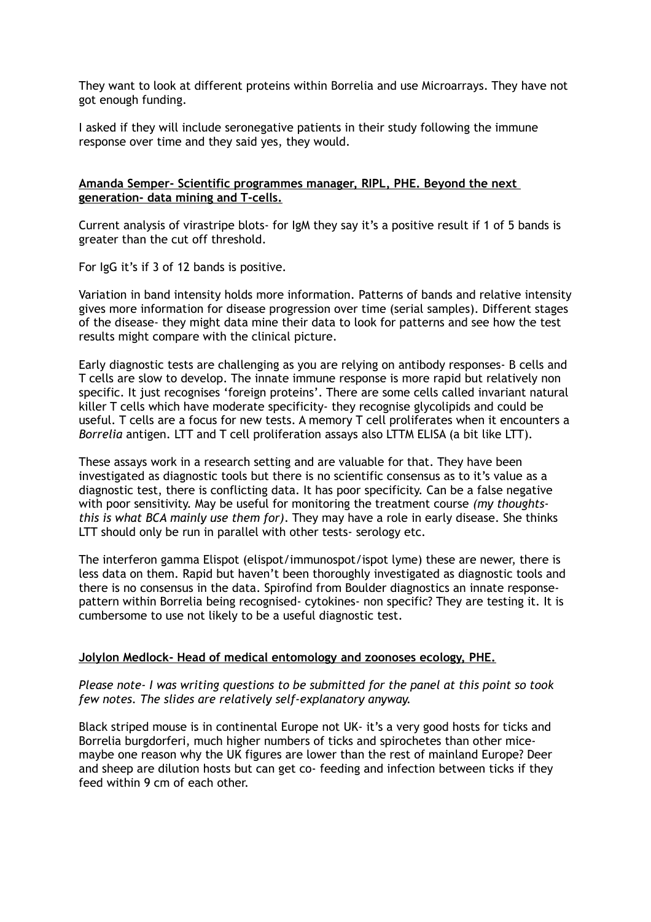They want to look at different proteins within Borrelia and use Microarrays. They have not got enough funding.

I asked if they will include seronegative patients in their study following the immune response over time and they said yes, they would.

**Amanda Semper- Scientific programmes manager, RIPL, PHE. Beyond the next generation- data mining and T-cells.**

Current analysis of virastripe blots- for IgM they say it's a positive result if 1 of 5 bands is greater than the cut off threshold.

For IgG it's if 3 of 12 bands is positive.

Variation in band intensity holds more information. Patterns of bands and relative intensity gives more information for disease progression over time (serial samples). Different stages of the disease- they might data mine their data to look for patterns and see how the test results might compare with the clinical picture.

Early diagnostic tests are challenging as you are relying on antibody responses- B cells and T cells are slow to develop. The innate immune response is more rapid but relatively non specific. It just recognises 'foreign proteins'. There are some cells called invariant natural killer T cells which have moderate specificity- they recognise glycolipids and could be useful. T cells are a focus for new tests. A memory T cell proliferates when it encounters a *Borrelia* antigen. LTT and T cell proliferation assays also LTTM ELISA (a bit like LTT).

These assays work in a research setting and are valuable for that. They have been investigated as diagnostic tools but there is no scientific consensus as to it's value as a diagnostic test, there is conflicting data. It has poor specificity. Can be a false negative with poor sensitivity. May be useful for monitoring the treatment course *(my thoughts- this is what BCA mainly use them for)*. They may have a role in early disease. She thinks LTT should only be run in parallel with other tests- serology etc.

The interferon gamma Elispot (elispot/immunospot/ispot lyme) these are newer, there is less data on them. Rapid but haven't been thoroughly investigated as diagnostic tools and there is no consensus in the data. Spirofind from Boulder diagnostics an innate response- pattern within Borrelia being recognised- cytokines- non specific? They are testing it. It is cumbersome to use not likely to be a useful diagnostic test.

**Jolylon Medlock- Head of medical entomology and zoonoses ecology, PHE.**

*Please note- I was writing questions to be submitted for the panel at this point so took few notes. The slides are relatively self-explanatory anyway.*

Black striped mouse is in continental Europe not UK- it's a very good hosts for ticks and Borrelia burgdorferi, much higher numbers of ticks and spirochetes than other mice- maybe one reason why the UK figures are lower than the rest of mainland Europe? Deer and sheep are dilution hosts but can get co- feeding and infection between ticks if they feed within 9 cm of each other.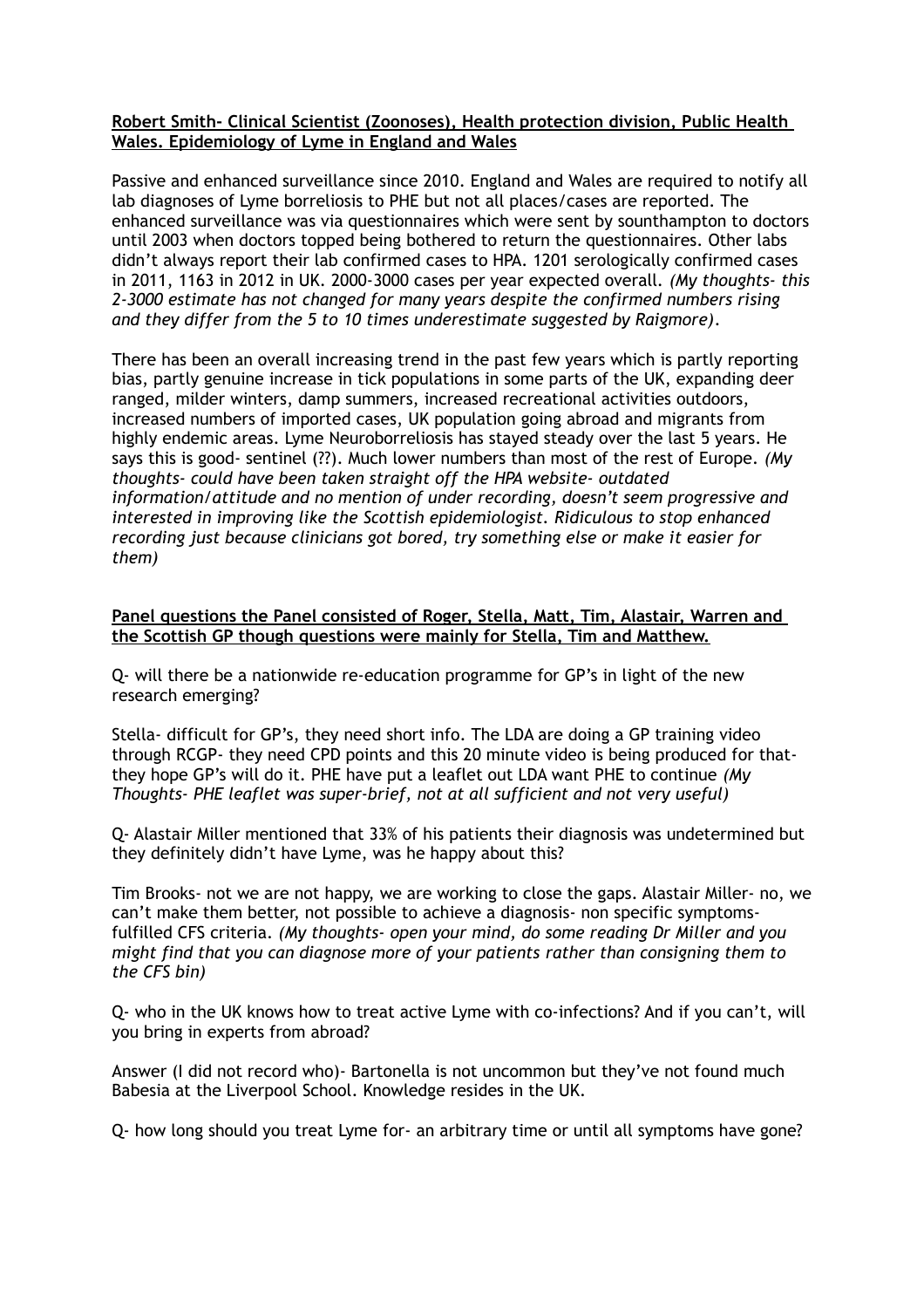**Robert Smith- Clinical Scientist (Zoonoses), Health protection division, Public Health Wales. Epidemiology of Lyme in England and Wales**

Passive and enhanced surveillance since 2010. England and Wales are required to notify all lab diagnoses of Lyme borreliosis to PHE but not all places/cases are reported. The enhanced surveillance was via questionnaires which were sent by sounthampton to doctors until 2003 when doctors topped being bothered to return the questionnaires. Other labs didn't always report their lab confirmed cases to HPA. 1201 serologically confirmed cases in 2011, 1163 in 2012 in UK. 2000-3000 cases per year expected overall. *(My thoughts- this 2-3000 estimate has not changed for many years despite the confirmed numbers rising and they differ from the 5 to 10 times underestimate suggested by Raigmore).*

There has been an overall increasing trend in the past few years which is partly reporting bias, partly genuine increase in tick populations in some parts of the UK, expanding deer ranged, milder winters, damp summers, increased recreational activities outdoors, increased numbers of imported cases, UK population going abroad and migrants from highly endemic areas. Lyme Neuroborreliosis has stayed steady over the last 5 years. He says this is good- sentinel (??). Much lower numbers than most of the rest of Europe. *(My thoughts- could have been taken straight off the HPA website- outdated information/attitude and no mention of under recording, doesn't seem progressive and interested in improving like the Scottish epidemiologist. Ridiculous to stop enhanced recording just because clinicians got bored, try something else or make it easier for them)*

**Panel questions the Panel consisted of Roger, Stella, Matt, Tim, Alastair, Warren and the Scottish GP though questions were mainly for Stella, Tim and Matthew.**

Q- will there be a nationwide re-education programme for GP's in light of the new research emerging?

Stella- difficult for GP's, they need short info. The LDA are doing a GP training video through RCGP- they need CPD points and this 20 minute video is being produced for that- they hope GP's will do it. PHE have put a leaflet out LDA want PHE to continue *(My Thoughts- PHE leaflet was super-brief, not at all sufficient and not very useful)*

Q- Alastair Miller mentioned that 33% of his patients their diagnosis was undetermined but they definitely didn't have Lyme, was he happy about this?

Tim Brooks- not we are not happy, we are working to close the gaps. Alastair Miller- no, we can't make them better, not possible to achieve a diagnosis- non specific symptoms- fulfilled CFS criteria. *(My thoughts- open your mind, do some reading Dr Miller and you might find that you can diagnose more of your patients rather than consigning them to the CFS bin)*

Q- who in the UK knows how to treat active Lyme with co-infections? And if you can't, will you bring in experts from abroad?

Answer (I did not record who)- Bartonella is not uncommon but they've not found much Babesia at the Liverpool School. Knowledge resides in the UK.

Q- how long should you treat Lyme for- an arbitrary time or until all symptoms have gone?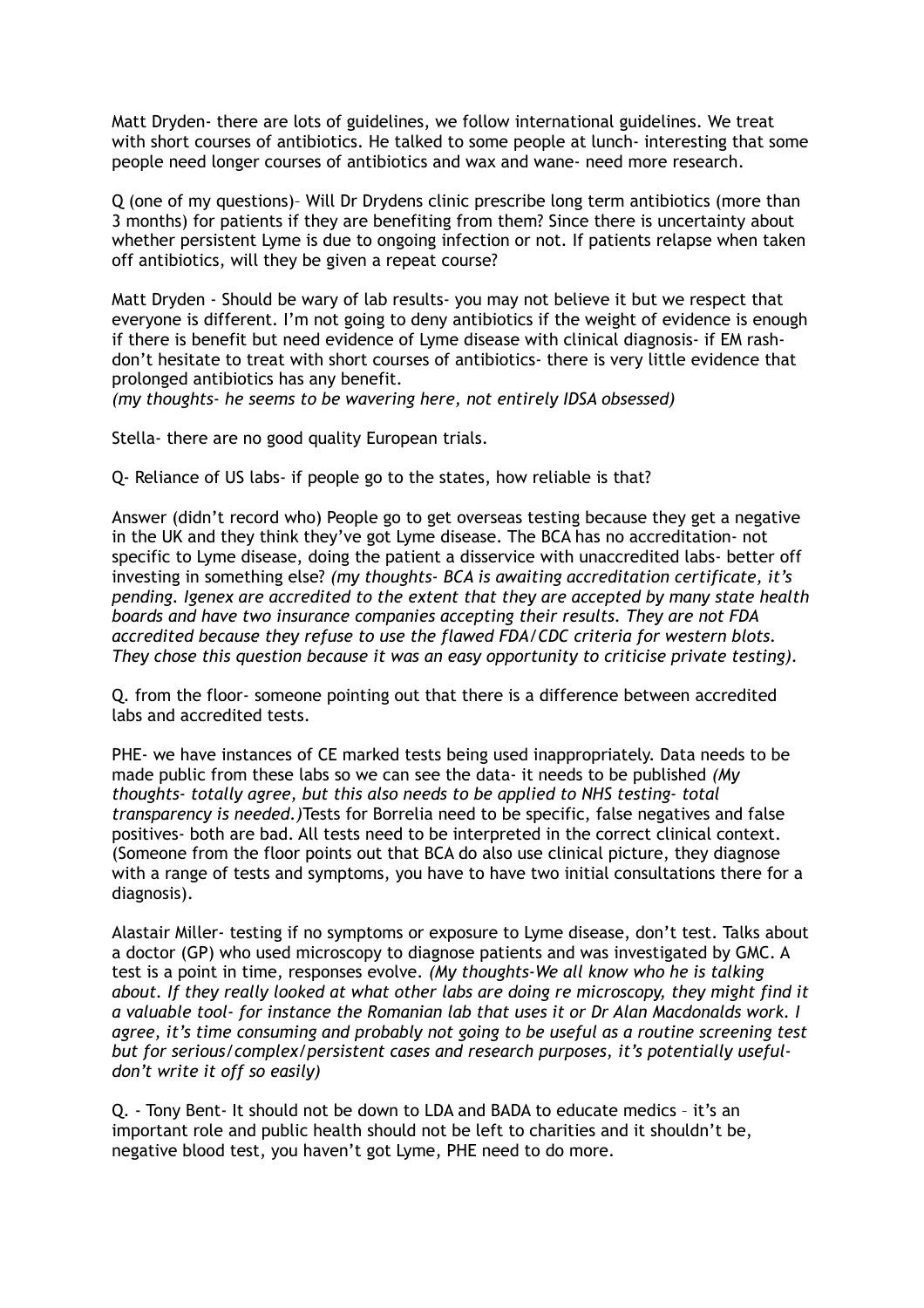Matt Dryden- there are lots of guidelines, we follow international guidelines. We treat with short courses of antibiotics. He talked to some people at lunch- interesting that some people need longer courses of antibiotics and wax and wane- need more research.

Q (one of my questions)– Will Dr Drydens clinic prescribe long term antibiotics (more than 3 months) for patients if they are benefiting from them? Since there is uncertainty about whether persistent Lyme is due to ongoing infection or not. If patients relapse when taken off antibiotics, will they be given a repeat course?

Matt Dryden - Should be wary of lab results- you may not believe it but we respect that everyone is different. I'm not going to deny antibiotics if the weight of evidence is enough if there is benefit but need evidence of Lyme disease with clinical diagnosis- if EM rash- don't hesitate to treat with short courses of antibiotics- there is very little evidence that prolonged antibiotics has any benefit.
*(my thoughts- he seems to be wavering here, not entirely IDSA obsessed)*

Stella- there are no good quality European trials.

Q- Reliance of US labs- if people go to the states, how reliable is that?

Answer (didn't record who) People go to get overseas testing because they get a negative in the UK and they think they've got Lyme disease. The BCA has no accreditation- not specific to Lyme disease, doing the patient a disservice with unaccredited labs- better off investing in something else? *(my thoughts- BCA is awaiting accreditation certificate, it's pending. Igenex are accredited to the extent that they are accepted by many state health boards and have two insurance companies accepting their results. They are not FDA accredited because they refuse to use the flawed FDA/CDC criteria for western blots. They chose this question because it was an easy opportunity to criticise private testing).*

Q. from the floor- someone pointing out that there is a difference between accredited labs and accredited tests.

PHE- we have instances of CE marked tests being used inappropriately. Data needs to be made public from these labs so we can see the data- it needs to be published *(My thoughts- totally agree, but this also needs to be applied to NHS testing- total transparency is needed.)* Tests for Borrelia need to be specific, false negatives and false positives- both are bad. All tests need to be interpreted in the correct clinical context. (Someone from the floor points out that BCA do also use clinical picture, they diagnose with a range of tests and symptoms, you have to have two initial consultations there for a diagnosis).

Alastair Miller- testing if no symptoms or exposure to Lyme disease, don't test. Talks about a doctor (GP) who used microscopy to diagnose patients and was investigated by GMC. A test is a point in time, responses evolve. *(My thoughts-We all know who he is talking about. If they really looked at what other labs are doing re microscopy, they might find it a valuable tool- for instance the Romanian lab that uses it or Dr Alan Macdonalds work. I agree, it's time consuming and probably not going to be useful as a routine screening test but for serious/complex/persistent cases and research purposes, it's potentially useful- don't write it off so easily)*

Q. - Tony Bent- It should not be down to LDA and BADA to educate medics – it's an important role and public health should not be left to charities and it shouldn't be, negative blood test, you haven't got Lyme, PHE need to do more.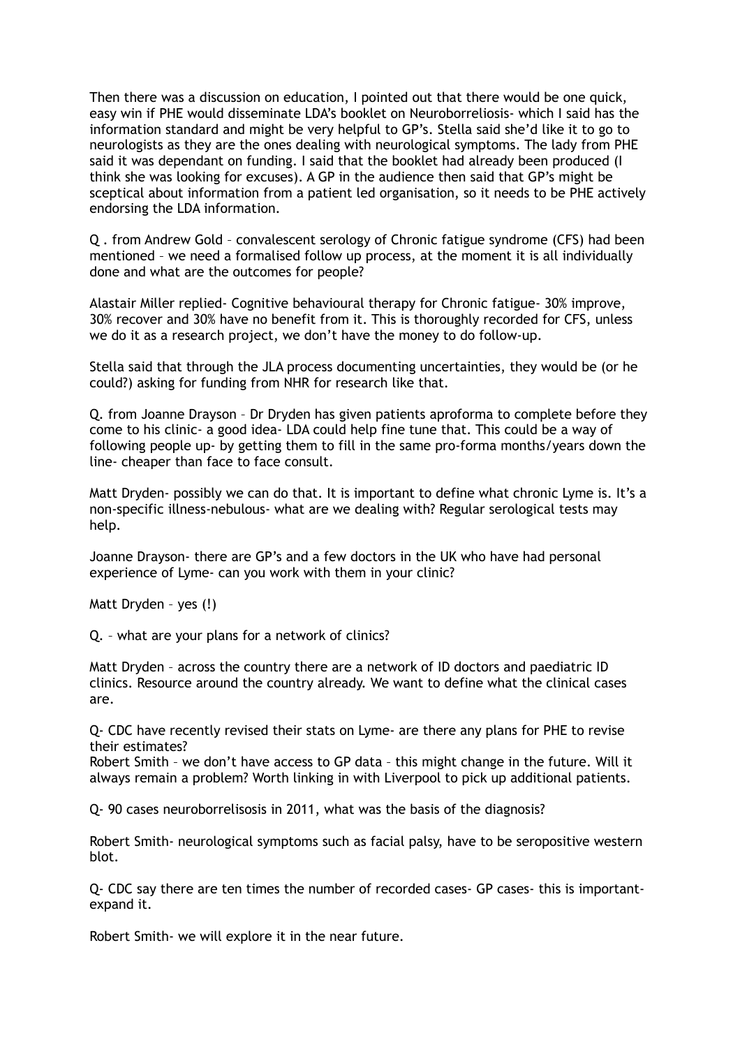Then there was a discussion on education, I pointed out that there would be one quick, easy win if PHE would disseminate LDA's booklet on Neuroborreliosis- which I said has the information standard and might be very helpful to GP's. Stella said she'd like it to go to neurologists as they are the ones dealing with neurological symptoms. The lady from PHE said it was dependant on funding. I said that the booklet had already been produced (I think she was looking for excuses). A GP in the audience then said that GP's might be sceptical about information from a patient led organisation, so it needs to be PHE actively endorsing the LDA information.

Q . from Andrew Gold – convalescent serology of Chronic fatigue syndrome (CFS) had been mentioned – we need a formalised follow up process, at the moment it is all individually done and what are the outcomes for people?

Alastair Miller replied- Cognitive behavioural therapy for Chronic fatigue- 30% improve, 30% recover and 30% have no benefit from it. This is thoroughly recorded for CFS, unless we do it as a research project, we don't have the money to do follow-up.

Stella said that through the JLA process documenting uncertainties, they would be (or he could?) asking for funding from NHR for research like that.

Q. from Joanne Drayson – Dr Dryden has given patients aproforma to complete before they come to his clinic- a good idea- LDA could help fine tune that. This could be a way of following people up- by getting them to fill in the same pro-forma months/years down the line- cheaper than face to face consult.

Matt Dryden- possibly we can do that. It is important to define what chronic Lyme is. It's a non-specific illness-nebulous- what are we dealing with? Regular serological tests may help.

Joanne Drayson- there are GP's and a few doctors in the UK who have had personal experience of Lyme- can you work with them in your clinic?

Matt Dryden – yes (!)

Q. – what are your plans for a network of clinics?

Matt Dryden – across the country there are a network of ID doctors and paediatric ID clinics. Resource around the country already. We want to define what the clinical cases are.

Q- CDC have recently revised their stats on Lyme- are there any plans for PHE to revise their estimates?
Robert Smith – we don't have access to GP data – this might change in the future. Will it always remain a problem? Worth linking in with Liverpool to pick up additional patients.

Q- 90 cases neuroborrelisosis in 2011, what was the basis of the diagnosis?

Robert Smith- neurological symptoms such as facial palsy, have to be seropositive western blot.

Q- CDC say there are ten times the number of recorded cases- GP cases- this is important- expand it.

Robert Smith- we will explore it in the near future.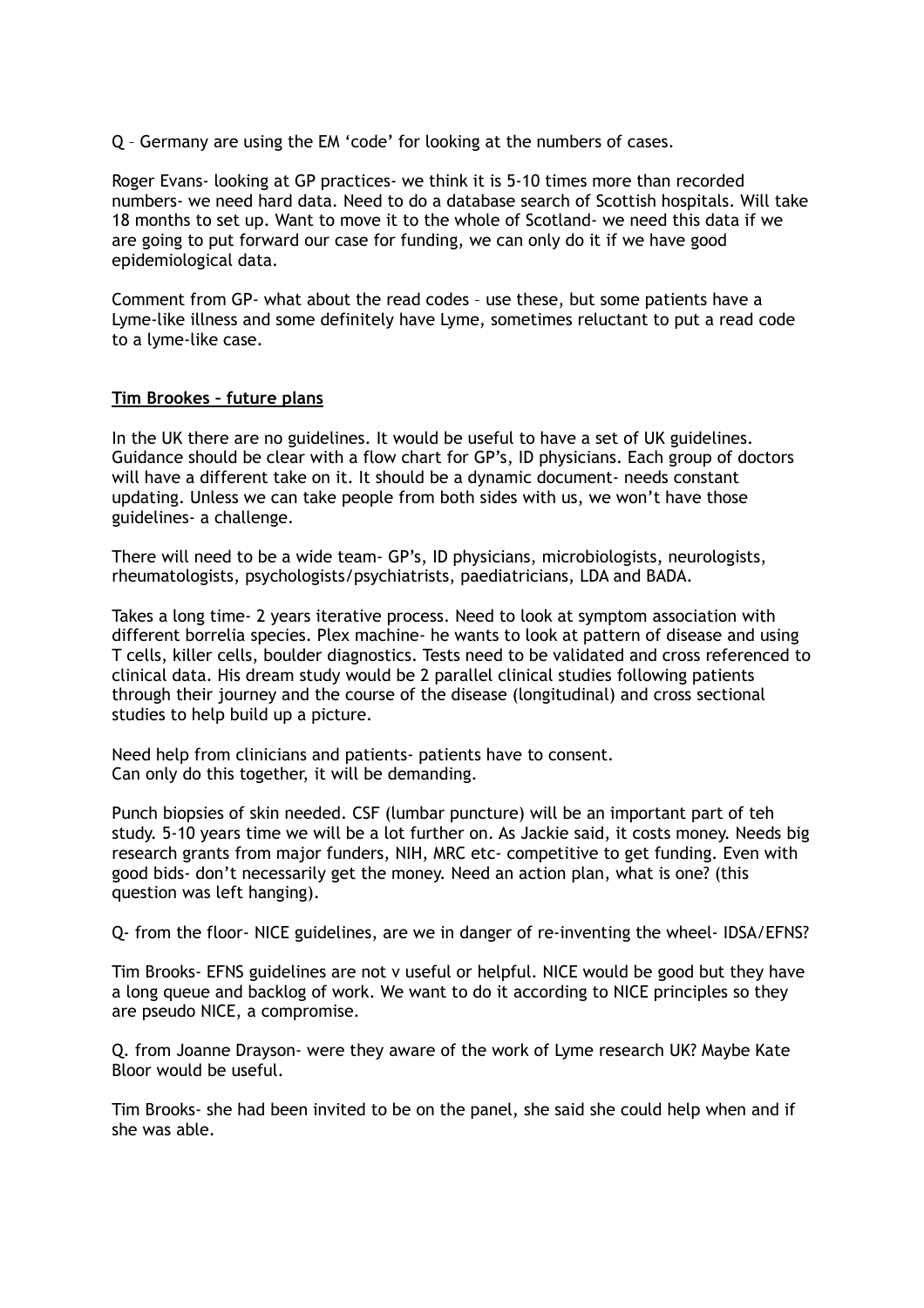Q – Germany are using the EM 'code' for looking at the numbers of cases.

Roger Evans- looking at GP practices- we think it is 5-10 times more than recorded numbers- we need hard data. Need to do a database search of Scottish hospitals. Will take 18 months to set up. Want to move it to the whole of Scotland- we need this data if we are going to put forward our case for funding, we can only do it if we have good epidemiological data.

Comment from GP- what about the read codes – use these, but some patients have a Lyme-like illness and some definitely have Lyme, sometimes reluctant to put a read code to a lyme-like case.

**Tim Brookes – future plans**

In the UK there are no guidelines. It would be useful to have a set of UK guidelines. Guidance should be clear with a flow chart for GP's, ID physicians. Each group of doctors will have a different take on it. It should be a dynamic document- needs constant updating. Unless we can take people from both sides with us, we won't have those guidelines- a challenge.

There will need to be a wide team- GP's, ID physicians, microbiologists, neurologists, rheumatologists, psychologists/psychiatrists, paediatricians, LDA and BADA.

Takes a long time- 2 years iterative process. Need to look at symptom association with different borrelia species. Plex machine- he wants to look at pattern of disease and using T cells, killer cells, boulder diagnostics. Tests need to be validated and cross referenced to clinical data. His dream study would be 2 parallel clinical studies following patients through their journey and the course of the disease (longitudinal) and cross sectional studies to help build up a picture.

Need help from clinicians and patients- patients have to consent.
Can only do this together, it will be demanding.

Punch biopsies of skin needed. CSF (lumbar puncture) will be an important part of teh study. 5-10 years time we will be a lot further on. As Jackie said, it costs money. Needs big research grants from major funders, NIH, MRC etc- competitive to get funding. Even with good bids- don't necessarily get the money. Need an action plan, what is one? (this question was left hanging).

Q- from the floor- NICE guidelines, are we in danger of re-inventing the wheel- IDSA/EFNS?

Tim Brooks- EFNS guidelines are not v useful or helpful. NICE would be good but they have a long queue and backlog of work. We want to do it according to NICE principles so they are pseudo NICE, a compromise.

Q. from Joanne Drayson- were they aware of the work of Lyme research UK? Maybe Kate Bloor would be useful.

Tim Brooks- she had been invited to be on the panel, she said she could help when and if she was able.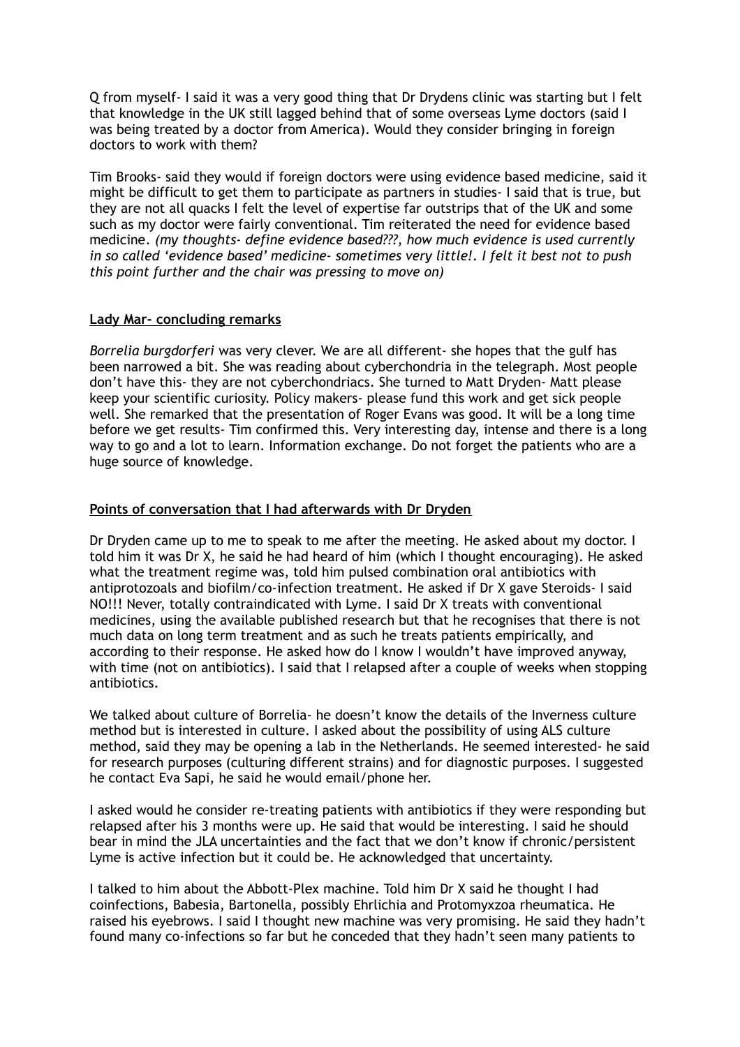Q from myself- I said it was a very good thing that Dr Drydens clinic was starting but I felt that knowledge in the UK still lagged behind that of some overseas Lyme doctors (said I was being treated by a doctor from America). Would they consider bringing in foreign doctors to work with them?

Tim Brooks- said they would if foreign doctors were using evidence based medicine, said it might be difficult to get them to participate as partners in studies- I said that is true, but they are not all quacks I felt the level of expertise far outstrips that of the UK and some such as my doctor were fairly conventional. Tim reiterated the need for evidence based medicine. *(my thoughts- define evidence based???, how much evidence is used currently in so called 'evidence based' medicine- sometimes very little!. I felt it best not to push this point further and the chair was pressing to move on)*

**Lady Mar- concluding remarks**

*Borrelia burgdorferi* was very clever. We are all different- she hopes that the gulf has been narrowed a bit. She was reading about cyberchondria in the telegraph. Most people don't have this- they are not cyberchondriacs. She turned to Matt Dryden- Matt please keep your scientific curiosity. Policy makers- please fund this work and get sick people well. She remarked that the presentation of Roger Evans was good. It will be a long time before we get results- Tim confirmed this. Very interesting day, intense and there is a long way to go and a lot to learn. Information exchange. Do not forget the patients who are a huge source of knowledge.

**Points of conversation that I had afterwards with Dr Dryden**

Dr Dryden came up to me to speak to me after the meeting. He asked about my doctor. I told him it was Dr X, he said he had heard of him (which I thought encouraging). He asked what the treatment regime was, told him pulsed combination oral antibiotics with antiprotozoals and biofilm/co-infection treatment. He asked if Dr X gave Steroids- I said NO!!! Never, totally contraindicated with Lyme. I said Dr X treats with conventional medicines, using the available published research but that he recognises that there is not much data on long term treatment and as such he treats patients empirically, and according to their response. He asked how do I know I wouldn't have improved anyway, with time (not on antibiotics). I said that I relapsed after a couple of weeks when stopping antibiotics.

We talked about culture of Borrelia- he doesn't know the details of the Inverness culture method but is interested in culture. I asked about the possibility of using ALS culture method, said they may be opening a lab in the Netherlands. He seemed interested- he said for research purposes (culturing different strains) and for diagnostic purposes. I suggested he contact Eva Sapi, he said he would email/phone her.

I asked would he consider re-treating patients with antibiotics if they were responding but relapsed after his 3 months were up. He said that would be interesting. I said he should bear in mind the JLA uncertainties and the fact that we don't know if chronic/persistent Lyme is active infection but it could be. He acknowledged that uncertainty.

I talked to him about the Abbott-Plex machine. Told him Dr X said he thought I had coinfections, Babesia, Bartonella, possibly Ehrlichia and Protomyxzoa rheumatica. He raised his eyebrows. I said I thought new machine was very promising. He said they hadn't found many co-infections so far but he conceded that they hadn't seen many patients to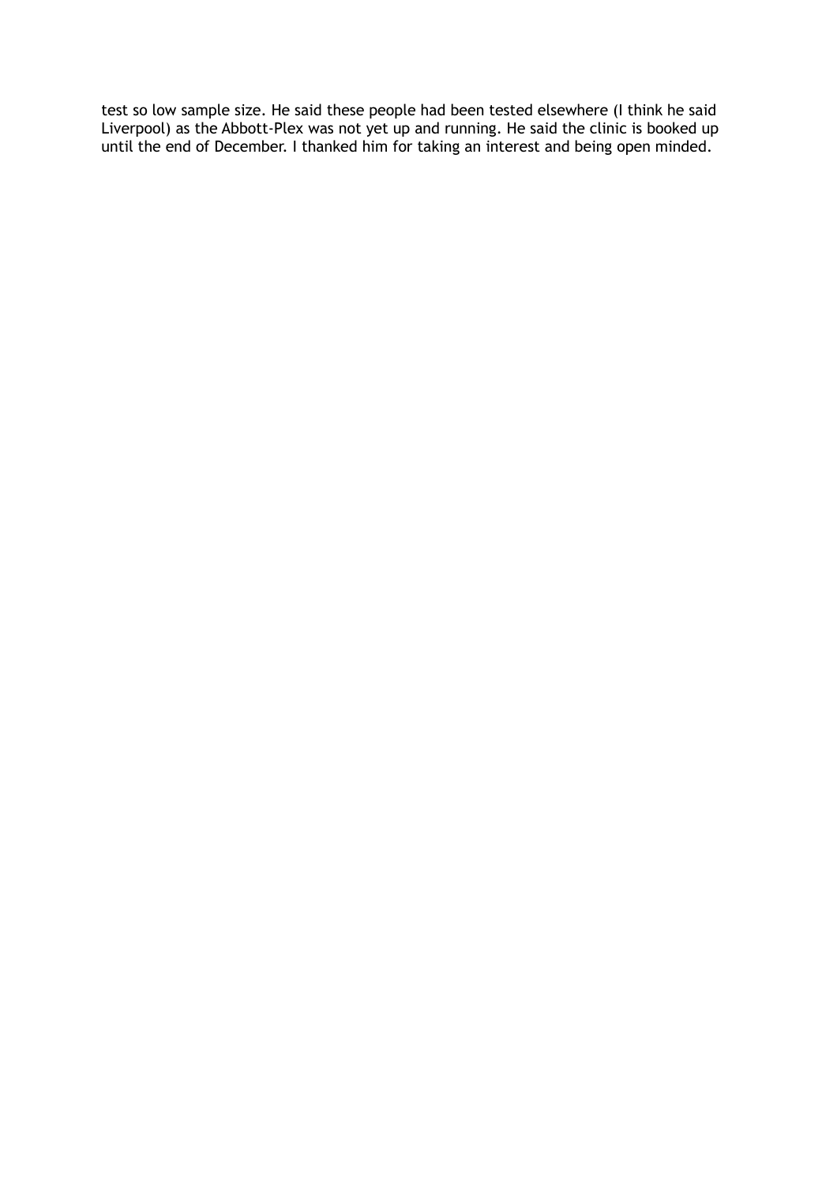test so low sample size. He said these people had been tested elsewhere (I think he said Liverpool) as the Abbott-Plex was not yet up and running. He said the clinic is booked up until the end of December. I thanked him for taking an interest and being open minded.